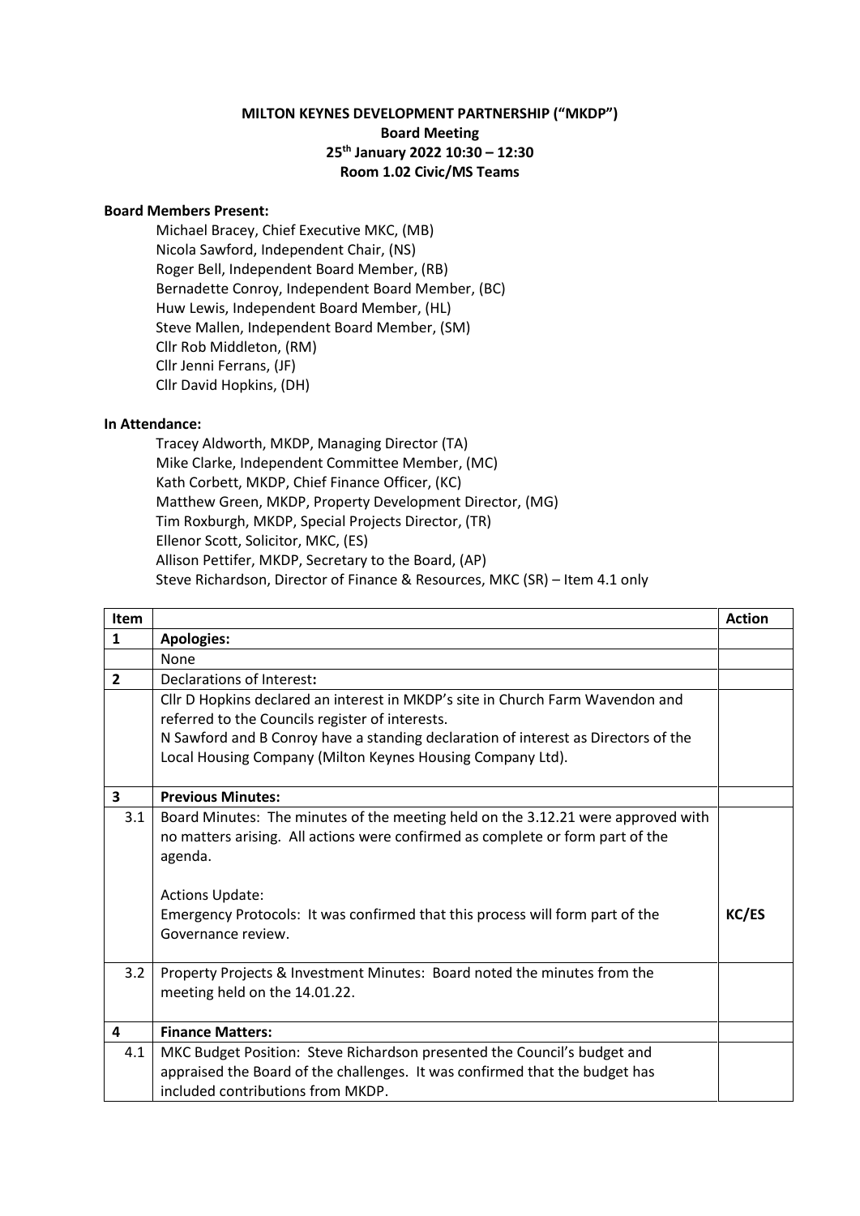**MILTON KEYNES DEVELOPMENT PARTNERSHIP ("MKDP")**
**Board Meeting**
**25th January 2022 10:30 – 12:30**
**Room 1.02 Civic/MS Teams**

**Board Members Present:**

Michael Bracey, Chief Executive MKC, (MB)
Nicola Sawford, Independent Chair, (NS)
Roger Bell, Independent Board Member, (RB)
Bernadette Conroy, Independent Board Member, (BC)
Huw Lewis, Independent Board Member, (HL)
Steve Mallen, Independent Board Member, (SM)
Cllr Rob Middleton, (RM)
Cllr Jenni Ferrans, (JF)
Cllr David Hopkins, (DH)

**In Attendance:**

Tracey Aldworth, MKDP, Managing Director (TA)
Mike Clarke, Independent Committee Member, (MC)
Kath Corbett, MKDP, Chief Finance Officer, (KC)
Matthew Green, MKDP, Property Development Director, (MG)
Tim Roxburgh, MKDP, Special Projects Director, (TR)
Ellenor Scott, Solicitor, MKC, (ES)
Allison Pettifer, MKDP, Secretary to the Board, (AP)
Steve Richardson, Director of Finance & Resources, MKC (SR) – Item 4.1 only

| Item | | Action |
|---|---|---|
| **1** | **Apologies:** | |
| | None | |
| **2** | Declarations of Interest**:** | |
| | Cllr D Hopkins declared an interest in MKDP's site in Church Farm Wavendon and referred to the Councils register of interests.<br>N Sawford and B Conroy have a standing declaration of interest as Directors of the Local Housing Company (Milton Keynes Housing Company Ltd). | |
| **3** | **Previous Minutes:** | |
| 3.1 | Board Minutes: The minutes of the meeting held on the 3.12.21 were approved with no matters arising. All actions were confirmed as complete or form part of the agenda.<br><br>Actions Update:<br>Emergency Protocols: It was confirmed that this process will form part of the Governance review. | **KC/ES** |
| 3.2 | Property Projects & Investment Minutes: Board noted the minutes from the meeting held on the 14.01.22. | |
| **4** | **Finance Matters:** | |
| 4.1 | MKC Budget Position: Steve Richardson presented the Council's budget and appraised the Board of the challenges. It was confirmed that the budget has included contributions from MKDP. | |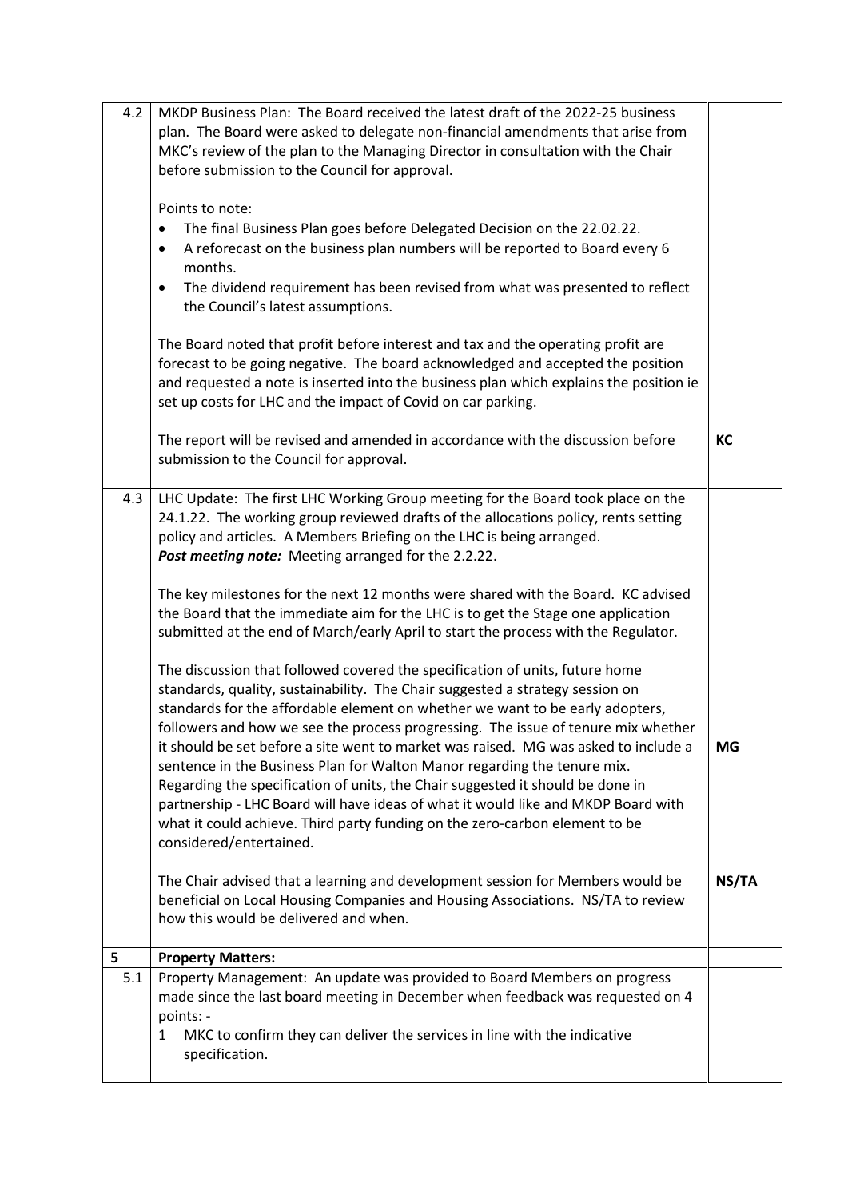| | | |
|---|---|---|
| 4.2 | MKDP Business Plan: The Board received the latest draft of the 2022-25 business plan. The Board were asked to delegate non-financial amendments that arise from MKC's review of the plan to the Managing Director in consultation with the Chair before submission to the Council for approval.<br><br>Points to note:<br>• The final Business Plan goes before Delegated Decision on the 22.02.22.<br>• A reforecast on the business plan numbers will be reported to Board every 6 months.<br>• The dividend requirement has been revised from what was presented to reflect the Council's latest assumptions.<br><br>The Board noted that profit before interest and tax and the operating profit are forecast to be going negative. The board acknowledged and accepted the position and requested a note is inserted into the business plan which explains the position ie set up costs for LHC and the impact of Covid on car parking.<br><br>The report will be revised and amended in accordance with the discussion before submission to the Council for approval. | **KC** |
| 4.3 | LHC Update: The first LHC Working Group meeting for the Board took place on the 24.1.22. The working group reviewed drafts of the allocations policy, rents setting policy and articles. A Members Briefing on the LHC is being arranged.<br>***Post meeting note:*** Meeting arranged for the 2.2.22.<br><br>The key milestones for the next 12 months were shared with the Board. KC advised the Board that the immediate aim for the LHC is to get the Stage one application submitted at the end of March/early April to start the process with the Regulator.<br><br>The discussion that followed covered the specification of units, future home standards, quality, sustainability. The Chair suggested a strategy session on standards for the affordable element on whether we want to be early adopters, followers and how we see the process progressing. The issue of tenure mix whether it should be set before a site went to market was raised. MG was asked to include a sentence in the Business Plan for Walton Manor regarding the tenure mix. Regarding the specification of units, the Chair suggested it should be done in partnership - LHC Board will have ideas of what it would like and MKDP Board with what it could achieve. Third party funding on the zero-carbon element to be considered/entertained.<br><br>The Chair advised that a learning and development session for Members would be beneficial on Local Housing Companies and Housing Associations. NS/TA to review how this would be delivered and when. | **MG**<br><br>**NS/TA** |
| **5** | **Property Matters:** | |
| 5.1 | Property Management: An update was provided to Board Members on progress made since the last board meeting in December when feedback was requested on 4 points: -<br>1 MKC to confirm they can deliver the services in line with the indicative specification. | |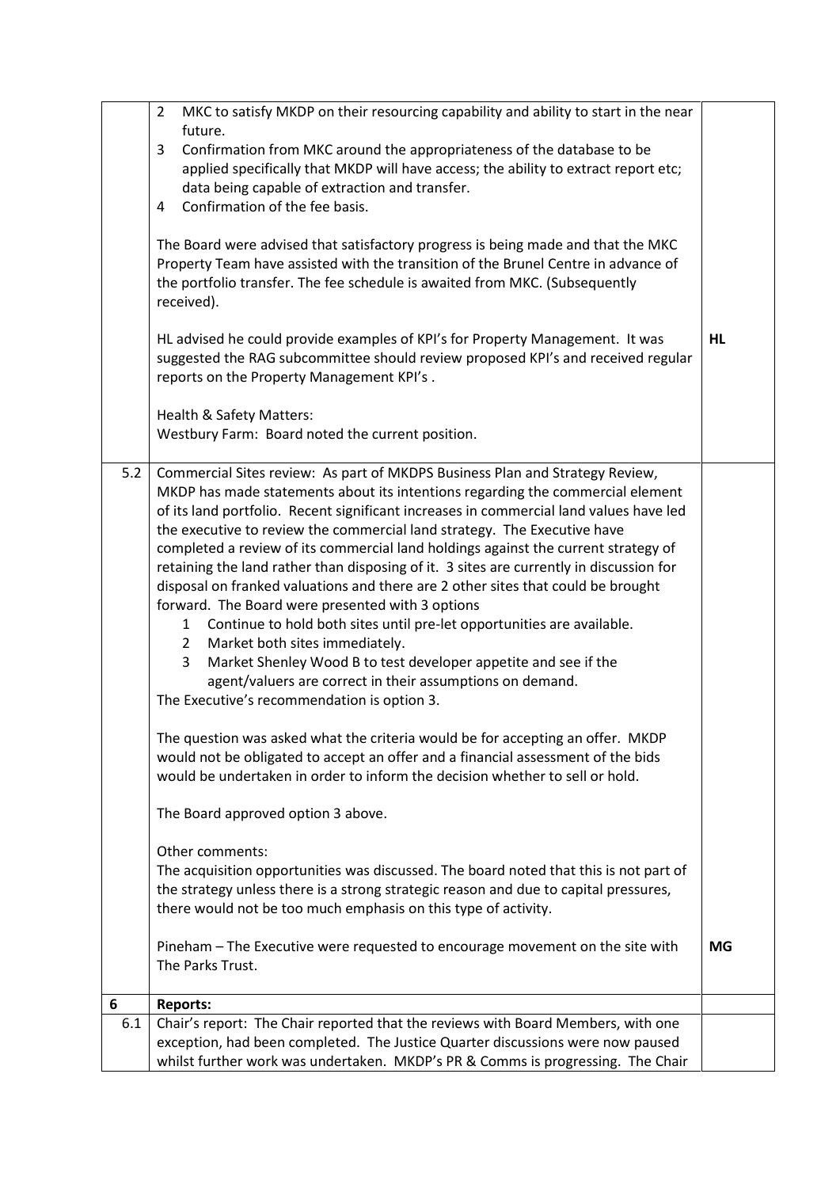| | | |
|---|---|---|
| | 2 MKC to satisfy MKDP on their resourcing capability and ability to start in the near future.<br>3 Confirmation from MKC around the appropriateness of the database to be applied specifically that MKDP will have access; the ability to extract report etc; data being capable of extraction and transfer.<br>4 Confirmation of the fee basis.<br><br>The Board were advised that satisfactory progress is being made and that the MKC Property Team have assisted with the transition of the Brunel Centre in advance of the portfolio transfer. The fee schedule is awaited from MKC. (Subsequently received).<br><br>HL advised he could provide examples of KPI's for Property Management. It was suggested the RAG subcommittee should review proposed KPI's and received regular reports on the Property Management KPI's .<br><br>Health & Safety Matters:<br>Westbury Farm: Board noted the current position. | HL |
| 5.2 | Commercial Sites review: As part of MKDPS Business Plan and Strategy Review, MKDP has made statements about its intentions regarding the commercial element of its land portfolio. Recent significant increases in commercial land values have led the executive to review the commercial land strategy. The Executive have completed a review of its commercial land holdings against the current strategy of retaining the land rather than disposing of it. 3 sites are currently in discussion for disposal on franked valuations and there are 2 other sites that could be brought forward. The Board were presented with 3 options<br>1 Continue to hold both sites until pre-let opportunities are available.<br>2 Market both sites immediately.<br>3 Market Shenley Wood B to test developer appetite and see if the agent/valuers are correct in their assumptions on demand.<br>The Executive's recommendation is option 3.<br><br>The question was asked what the criteria would be for accepting an offer. MKDP would not be obligated to accept an offer and a financial assessment of the bids would be undertaken in order to inform the decision whether to sell or hold.<br><br>The Board approved option 3 above.<br><br>Other comments:<br>The acquisition opportunities was discussed. The board noted that this is not part of the strategy unless there is a strong strategic reason and due to capital pressures, there would not be too much emphasis on this type of activity.<br><br>Pineham – The Executive were requested to encourage movement on the site with The Parks Trust. | MG |
| **6** | **Reports:** | |
| 6.1 | Chair's report: The Chair reported that the reviews with Board Members, with one exception, had been completed. The Justice Quarter discussions were now paused whilst further work was undertaken. MKDP's PR & Comms is progressing. The Chair | |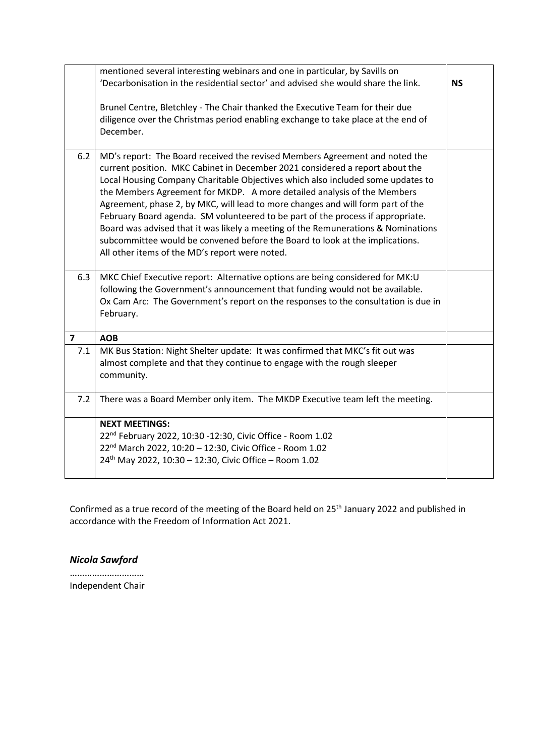| | | |
|---|---|---|
| | mentioned several interesting webinars and one in particular, by Savills on 'Decarbonisation in the residential sector' and advised she would share the link.<br><br>Brunel Centre, Bletchley - The Chair thanked the Executive Team for their due diligence over the Christmas period enabling exchange to take place at the end of December. | **NS** |
| 6.2 | MD's report: The Board received the revised Members Agreement and noted the current position. MKC Cabinet in December 2021 considered a report about the Local Housing Company Charitable Objectives which also included some updates to the Members Agreement for MKDP. A more detailed analysis of the Members Agreement, phase 2, by MKC, will lead to more changes and will form part of the February Board agenda. SM volunteered to be part of the process if appropriate. Board was advised that it was likely a meeting of the Remunerations & Nominations subcommittee would be convened before the Board to look at the implications. All other items of the MD's report were noted. | |
| 6.3 | MKC Chief Executive report: Alternative options are being considered for MK:U following the Government's announcement that funding would not be available. Ox Cam Arc: The Government's report on the responses to the consultation is due in February. | |
| **7** | **AOB** | |
| 7.1 | MK Bus Station: Night Shelter update: It was confirmed that MKC's fit out was almost complete and that they continue to engage with the rough sleeper community. | |
| 7.2 | There was a Board Member only item. The MKDP Executive team left the meeting. | |
| | **NEXT MEETINGS:**<br>22nd February 2022, 10:30 -12:30, Civic Office - Room 1.02<br>22nd March 2022, 10:20 – 12:30, Civic Office - Room 1.02<br>24th May 2022, 10:30 – 12:30, Civic Office – Room 1.02 | |

Confirmed as a true record of the meeting of the Board held on 25th January 2022 and published in accordance with the Freedom of Information Act 2021.

***Nicola Sawford***

…………………………
Independent Chair